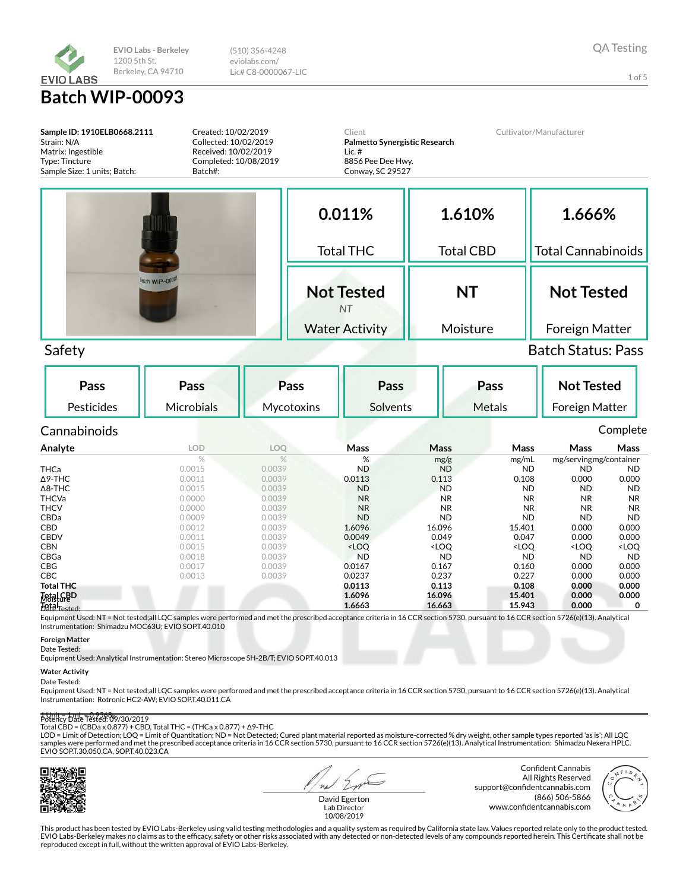EVIO LABS

EVIO Labs - Berkeley
1200 5th St.
Berkeley, CA 94710

(510) 356-4248
eviolabs.com/
Lic# C8-0000067-LIC

QA Testing

# Batch WIP-00093

**Sample ID: 1910ELB0668.2111**
Strain: N/A
Matrix: Ingestible
Type: Tincture
Sample Size: 1 units; Batch:

Created: 10/02/2019
Collected: 10/02/2019
Received: 10/02/2019
Completed: 10/08/2019
Batch#:

Client
**Palmetto Synergistic Research**
Lic. #
8856 Pee Dee Hwy.
Conway, SC 29527

Cultivator/Manufacturer

| 0.011% | 1.610% | 1.666% |
|---|---|---|
| Total THC | Total CBD | Total Cannabinoids |
| **Not Tested** *NT* | **NT** | **Not Tested** |
| Water Activity | Moisture | Foreign Matter |

## Safety

Batch Status: Pass

| Pass | Pass | Pass | Pass | Pass | Not Tested |
|---|---|---|---|---|---|
| Pesticides | Microbials | Mycotoxins | Solvents | Metals | Foreign Matter |

## Cannabinoids

Complete

| Analyte | LOD | LOQ | Mass | Mass | Mass | Mass | Mass |
|---|---|---|---|---|---|---|---|
| | % | % | % | mg/g | mg/mL | mg/serving | mg/container |
| THCa | 0.0015 | 0.0039 | ND | ND | ND | ND | ND |
| Δ9-THC | 0.0011 | 0.0039 | 0.0113 | 0.113 | 0.108 | 0.000 | 0.000 |
| Δ8-THC | 0.0015 | 0.0039 | ND | ND | ND | ND | ND |
| THCVa | 0.0000 | 0.0039 | NR | NR | NR | NR | NR |
| THCV | 0.0000 | 0.0039 | NR | NR | NR | NR | NR |
| CBDa | 0.0009 | 0.0039 | ND | ND | ND | ND | ND |
| CBD | 0.0012 | 0.0039 | 1.6096 | 16.096 | 15.401 | 0.000 | 0.000 |
| CBDV | 0.0011 | 0.0039 | 0.0049 | 0.049 | 0.047 | 0.000 | 0.000 |
| CBN | 0.0015 | 0.0039 | <LOQ | <LOQ | <LOQ | <LOQ | <LOQ |
| CBGa | 0.0018 | 0.0039 | ND | ND | ND | ND | ND |
| CBG | 0.0017 | 0.0039 | 0.0167 | 0.167 | 0.160 | 0.000 | 0.000 |
| CBC | 0.0013 | 0.0039 | 0.0237 | 0.237 | 0.227 | 0.000 | 0.000 |
| **Total THC** | | | **0.0113** | **0.113** | **0.108** | **0.000** | **0.000** |
| **Total CBD** | | | **1.6096** | **16.096** | **15.401** | **0.000** | **0.000** |
| **Total** | | | **1.6663** | **16.663** | **15.943** | **0.000** | **0** |

**Moisture**
Date Tested:
Equipment Used: NT = Not tested;all LQC samples were performed and met the prescribed acceptance criteria in 16 CCR section 5730, pursuant to 16 CCR section 5726(e)(13). Analytical Instrumentation: Shimadzu MOC63U; EVIO SOP.T.40.010

**Foreign Matter**
Date Tested:
Equipment Used: Analytical Instrumentation: Stereo Microscope SH-2B/T; EVIO SOP.T.40.013

**Water Activity**
Date Tested:
Equipment Used: NT = Not tested;all LQC samples were performed and met the prescribed acceptance criteria in 16 CCR section 5730, pursuant to 16 CCR section 5726(e)(13). Analytical Instrumentation: Rotronic HC2-AW; EVIO SOP.T.40.011.CA

1 Unit = 1 mL = 0.9568g
Potency Date Tested: 09/30/2019
Total CBD = (CBDa x 0.877) + CBD, Total THC = (THCa x 0.877) + Δ9-THC
LOD = Limit of Detection; LOQ = Limit of Quantitation; ND = Not Detected; Cured plant material reported as moisture-corrected % dry weight, other sample types reported 'as is'; All LQC samples were performed and met the prescribed acceptance criteria in 16 CCR section 5730, pursuant to 16 CCR section 5726(e)(13). Analytical Instrumentation: Shimadzu Nexera HPLC. EVIO SOP.T.30.050.CA, SOP.T.40.023.CA

David Egerton
Lab Director
10/08/2019

Confident Cannabis
All Rights Reserved
support@confidentcannabis.com
(866) 506-5866
www.confidentcannabis.com

This product has been tested by EVIO Labs-Berkeley using valid testing methodologies and a quality system as required by California state law. Values reported relate only to the product tested. EVIO Labs-Berkeley makes no claims as to the efficacy, safety or other risks associated with any detected or non-detected levels of any compounds reported herein. This Certificate shall not be reproduced except in full, without the written approval of EVIO Labs-Berkeley.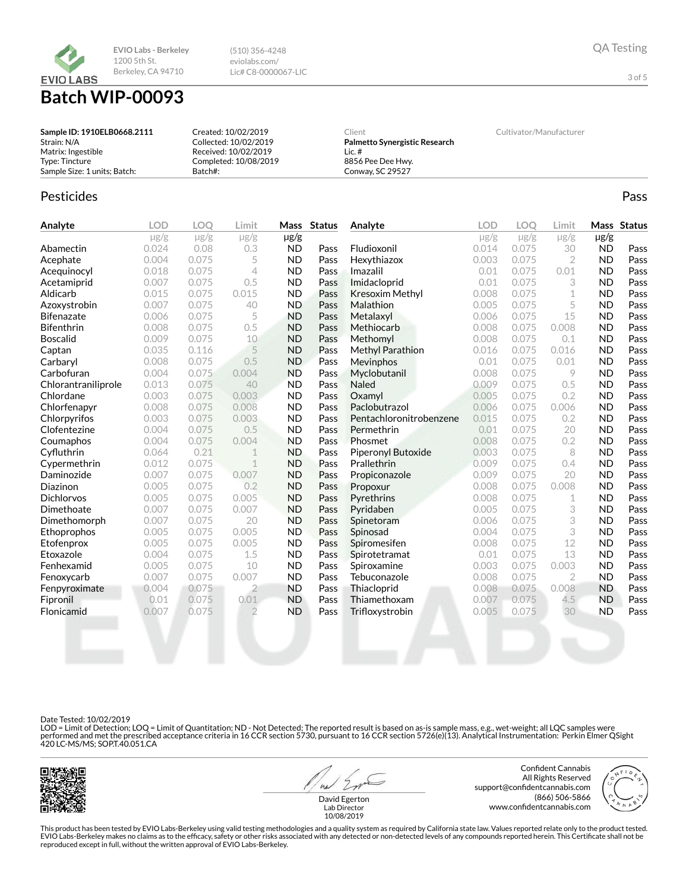**EVIO Labs - Berkeley**
1200 5th St.
Berkeley, CA 94710

(510) 356-4248
eviolabs.com/
Lic# C8-0000067-LIC

QA Testing

# Batch WIP-00093

**Sample ID: 1910ELB0668.2111**
Strain: N/A
Matrix: Ingestible
Type: Tincture
Sample Size: 1 units; Batch:

Created: 10/02/2019
Collected: 10/02/2019
Received: 10/02/2019
Completed: 10/08/2019
Batch#:

Client
**Palmetto Synergistic Research**
Lic. #
8856 Pee Dee Hwy.
Conway, SC 29527

Cultivator/Manufacturer

## Pesticides

Pass

| Analyte | LOD | LOQ | Limit | Mass | Status |
|---|---|---|---|---|---|
| | μg/g | μg/g | μg/g | μg/g | |
| Abamectin | 0.024 | 0.08 | 0.3 | ND | Pass |
| Acephate | 0.004 | 0.075 | 5 | ND | Pass |
| Acequinocyl | 0.018 | 0.075 | 4 | ND | Pass |
| Acetamiprid | 0.007 | 0.075 | 0.5 | ND | Pass |
| Aldicarb | 0.015 | 0.075 | 0.015 | ND | Pass |
| Azoxystrobin | 0.007 | 0.075 | 40 | ND | Pass |
| Bifenazate | 0.006 | 0.075 | 5 | ND | Pass |
| Bifenthrin | 0.008 | 0.075 | 0.5 | ND | Pass |
| Boscalid | 0.009 | 0.075 | 10 | ND | Pass |
| Captan | 0.035 | 0.116 | 5 | ND | Pass |
| Carbaryl | 0.008 | 0.075 | 0.5 | ND | Pass |
| Carbofuran | 0.004 | 0.075 | 0.004 | ND | Pass |
| Chlorantraniliprole | 0.013 | 0.075 | 40 | ND | Pass |
| Chlordane | 0.003 | 0.075 | 0.003 | ND | Pass |
| Chlorfenapyr | 0.008 | 0.075 | 0.008 | ND | Pass |
| Chlorpyrifos | 0.003 | 0.075 | 0.003 | ND | Pass |
| Clofentezine | 0.004 | 0.075 | 0.5 | ND | Pass |
| Coumaphos | 0.004 | 0.075 | 0.004 | ND | Pass |
| Cyfluthrin | 0.064 | 0.21 | 1 | ND | Pass |
| Cypermethrin | 0.012 | 0.075 | 1 | ND | Pass |
| Daminozide | 0.007 | 0.075 | 0.007 | ND | Pass |
| Diazinon | 0.005 | 0.075 | 0.2 | ND | Pass |
| Dichlorvos | 0.005 | 0.075 | 0.005 | ND | Pass |
| Dimethoate | 0.007 | 0.075 | 0.007 | ND | Pass |
| Dimethomorph | 0.007 | 0.075 | 20 | ND | Pass |
| Ethoprophos | 0.005 | 0.075 | 0.005 | ND | Pass |
| Etofenprox | 0.005 | 0.075 | 0.005 | ND | Pass |
| Etoxazole | 0.004 | 0.075 | 1.5 | ND | Pass |
| Fenhexamid | 0.005 | 0.075 | 10 | ND | Pass |
| Fenoxycarb | 0.007 | 0.075 | 0.007 | ND | Pass |
| Fenpyroximate | 0.004 | 0.075 | 2 | ND | Pass |
| Fipronil | 0.01 | 0.075 | 0.01 | ND | Pass |
| Flonicamid | 0.007 | 0.075 | 2 | ND | Pass |
| Fludioxonil | 0.014 | 0.075 | 30 | ND | Pass |
| Hexythiazox | 0.003 | 0.075 | 2 | ND | Pass |
| Imazalil | 0.01 | 0.075 | 0.01 | ND | Pass |
| Imidacloprid | 0.01 | 0.075 | 3 | ND | Pass |
| Kresoxim Methyl | 0.008 | 0.075 | 1 | ND | Pass |
| Malathion | 0.005 | 0.075 | 5 | ND | Pass |
| Metalaxyl | 0.006 | 0.075 | 15 | ND | Pass |
| Methiocarb | 0.008 | 0.075 | 0.008 | ND | Pass |
| Methomyl | 0.008 | 0.075 | 0.1 | ND | Pass |
| Methyl Parathion | 0.016 | 0.075 | 0.016 | ND | Pass |
| Mevinphos | 0.01 | 0.075 | 0.01 | ND | Pass |
| Myclobutanil | 0.008 | 0.075 | 9 | ND | Pass |
| Naled | 0.009 | 0.075 | 0.5 | ND | Pass |
| Oxamyl | 0.005 | 0.075 | 0.2 | ND | Pass |
| Paclobutrazol | 0.006 | 0.075 | 0.006 | ND | Pass |
| Pentachloronitrobenzene | 0.015 | 0.075 | 0.2 | ND | Pass |
| Permethrin | 0.01 | 0.075 | 20 | ND | Pass |
| Phosmet | 0.008 | 0.075 | 0.2 | ND | Pass |
| Piperonyl Butoxide | 0.003 | 0.075 | 8 | ND | Pass |
| Prallethrin | 0.009 | 0.075 | 0.4 | ND | Pass |
| Propiconazole | 0.009 | 0.075 | 20 | ND | Pass |
| Propoxur | 0.008 | 0.075 | 0.008 | ND | Pass |
| Pyrethrins | 0.008 | 0.075 | 1 | ND | Pass |
| Pyridaben | 0.005 | 0.075 | 3 | ND | Pass |
| Spinetoram | 0.006 | 0.075 | 3 | ND | Pass |
| Spinosad | 0.004 | 0.075 | 3 | ND | Pass |
| Spiromesifen | 0.008 | 0.075 | 12 | ND | Pass |
| Spirotetramat | 0.01 | 0.075 | 13 | ND | Pass |
| Spiroxamine | 0.003 | 0.075 | 0.003 | ND | Pass |
| Tebuconazole | 0.008 | 0.075 | 2 | ND | Pass |
| Thiacloprid | 0.008 | 0.075 | 0.008 | ND | Pass |
| Thiamethoxam | 0.007 | 0.075 | 4.5 | ND | Pass |
| Trifloxystrobin | 0.005 | 0.075 | 30 | ND | Pass |

Date Tested: 10/02/2019
LOD = Limit of Detection; LOQ = Limit of Quantitation; ND - Not Detected; The reported result is based on as-is sample mass, e.g., wet-weight; all LQC samples were performed and met the prescribed acceptance criteria in 16 CCR section 5730, pursuant to 16 CCR section 5726(e)(13). Analytical Instrumentation: Perkin Elmer QSight 420 LC-MS/MS; SOP.T.40.051.CA

David Egerton
Lab Director
10/08/2019

Confident Cannabis
All Rights Reserved
support@confidentcannabis.com
(866) 506-5866
www.confidentcannabis.com

This product has been tested by EVIO Labs-Berkeley using valid testing methodologies and a quality system as required by California state law. Values reported relate only to the product tested. EVIO Labs-Berkeley makes no claims as to the efficacy, safety or other risks associated with any detected or non-detected levels of any compounds reported herein. This Certificate shall not be reproduced except in full, without the written approval of EVIO Labs-Berkeley.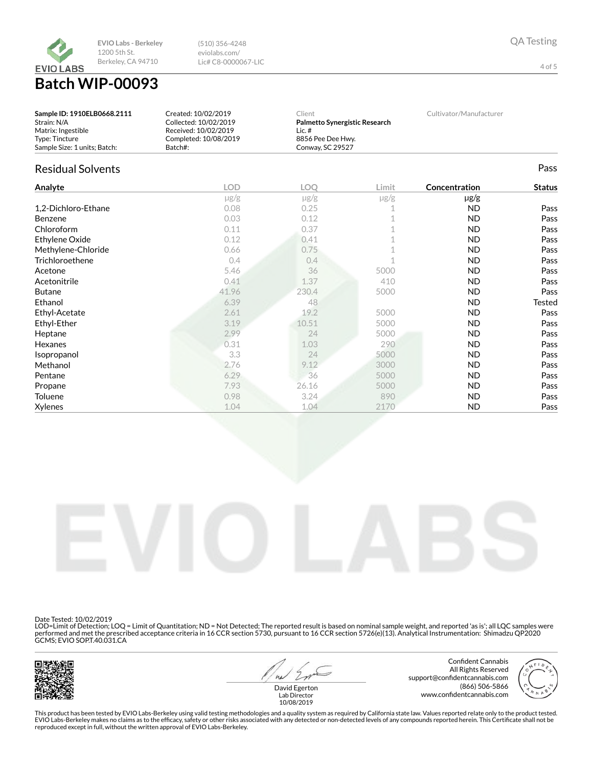EVIO Labs - Berkeley
1200 5th St.
Berkeley, CA 94710

(510) 356-4248
eviolabs.com/
Lic# C8-0000067-LIC

QA Testing

# Batch WIP-00093

**Sample ID: 1910ELB0668.2111**
Strain: N/A
Matrix: Ingestible
Type: Tincture
Sample Size: 1 units; Batch:

Created: 10/02/2019
Collected: 10/02/2019
Received: 10/02/2019
Completed: 10/08/2019
Batch#:

Client
**Palmetto Synergistic Research**
Lic. #
8856 Pee Dee Hwy.
Conway, SC 29527

Cultivator/Manufacturer

## Residual Solvents

Pass

| Analyte | LOD | LOQ | Limit | Concentration | Status |
|---|---|---|---|---|---|
| | μg/g | μg/g | μg/g | μg/g | |
| 1,2-Dichloro-Ethane | 0.08 | 0.25 | 1 | ND | Pass |
| Benzene | 0.03 | 0.12 | 1 | ND | Pass |
| Chloroform | 0.11 | 0.37 | 1 | ND | Pass |
| Ethylene Oxide | 0.12 | 0.41 | 1 | ND | Pass |
| Methylene-Chloride | 0.66 | 0.75 | 1 | ND | Pass |
| Trichloroethene | 0.4 | 0.4 | 1 | ND | Pass |
| Acetone | 5.46 | 36 | 5000 | ND | Pass |
| Acetonitrile | 0.41 | 1.37 | 410 | ND | Pass |
| Butane | 41.96 | 230.4 | 5000 | ND | Pass |
| Ethanol | 6.39 | 48 | | ND | Tested |
| Ethyl-Acetate | 2.61 | 19.2 | 5000 | ND | Pass |
| Ethyl-Ether | 3.19 | 10.51 | 5000 | ND | Pass |
| Heptane | 2.99 | 24 | 5000 | ND | Pass |
| Hexanes | 0.31 | 1.03 | 290 | ND | Pass |
| Isopropanol | 3.3 | 24 | 5000 | ND | Pass |
| Methanol | 2.76 | 9.12 | 3000 | ND | Pass |
| Pentane | 6.29 | 36 | 5000 | ND | Pass |
| Propane | 7.93 | 26.16 | 5000 | ND | Pass |
| Toluene | 0.98 | 3.24 | 890 | ND | Pass |
| Xylenes | 1.04 | 1.04 | 2170 | ND | Pass |

Date Tested: 10/02/2019
LOD=Limit of Detection; LOQ = Limit of Quantitation; ND = Not Detected; The reported result is based on nominal sample weight, and reported 'as is'; all LQC samples were performed and met the prescribed acceptance criteria in 16 CCR section 5730, pursuant to 16 CCR section 5726(e)(13). Analytical Instrumentation: Shimadzu QP2020 GCMS; EVIO SOP.T.40.031.CA

David Egerton
Lab Director
10/08/2019

Confident Cannabis
All Rights Reserved
support@confidentcannabis.com
(866) 506-5866
www.confidentcannabis.com

This product has been tested by EVIO Labs-Berkeley using valid testing methodologies and a quality system as required by California state law. Values reported relate only to the product tested. EVIO Labs-Berkeley makes no claims as to the efficacy, safety or other risks associated with any detected or non-detected levels of any compounds reported herein. This Certificate shall not be reproduced except in full, without the written approval of EVIO Labs-Berkeley.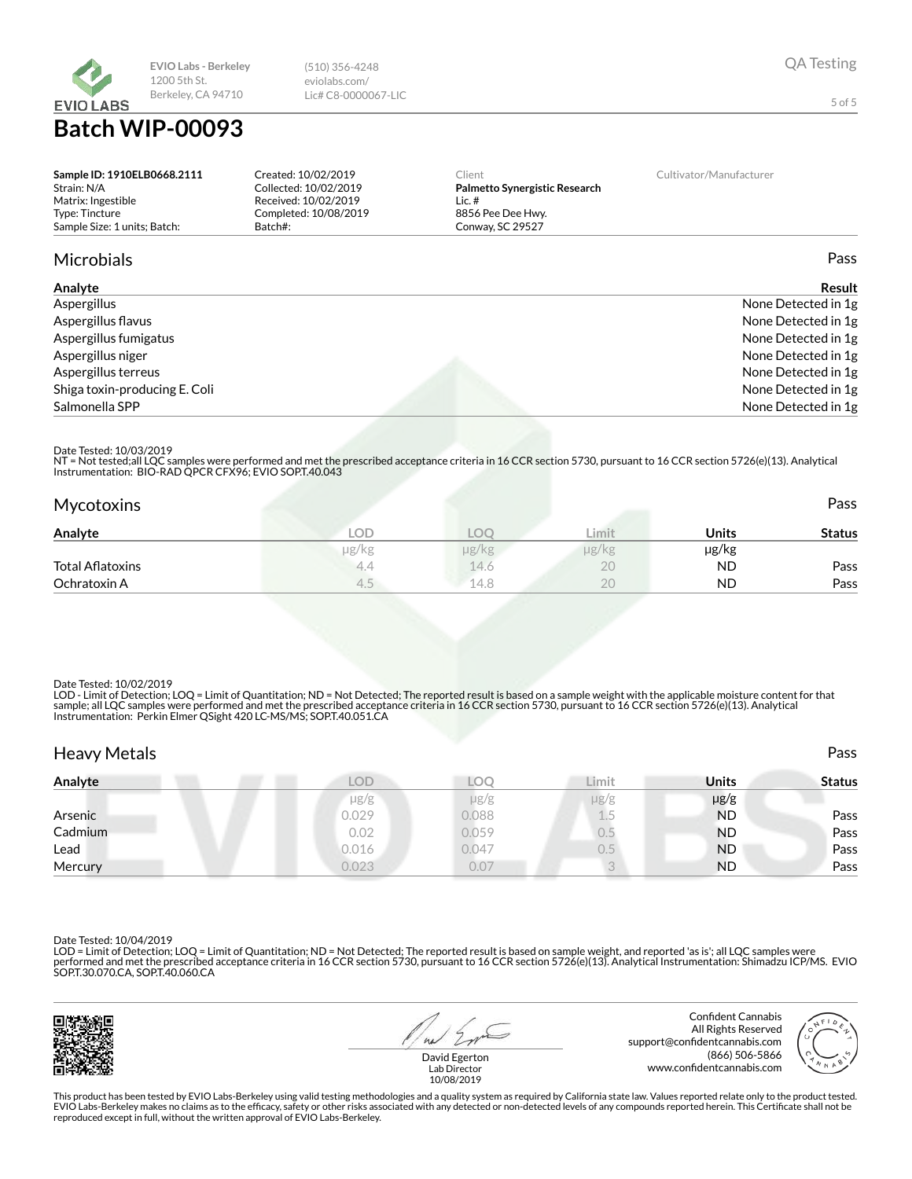EVIO Labs - Berkeley
1200 5th St.
Berkeley, CA 94710

(510) 356-4248
eviolabs.com/
Lic# C8-0000067-LIC

QA Testing

# Batch WIP-00093

| | | | |
|---|---|---|---|
| **Sample ID: 1910ELB0668.2111** | Created: 10/02/2019 | Client | Cultivator/Manufacturer |
| Strain: N/A | Collected: 10/02/2019 | **Palmetto Synergistic Research** | |
| Matrix: Ingestible | Received: 10/02/2019 | Lic. # | |
| Type: Tincture | Completed: 10/08/2019 | 8856 Pee Dee Hwy. | |
| Sample Size: 1 units; Batch: | Batch#: | Conway, SC 29527 | |

## Microbials

Pass

| Analyte | Result |
|---|---|
| Aspergillus | None Detected in 1g |
| Aspergillus flavus | None Detected in 1g |
| Aspergillus fumigatus | None Detected in 1g |
| Aspergillus niger | None Detected in 1g |
| Aspergillus terreus | None Detected in 1g |
| Shiga toxin-producing E. Coli | None Detected in 1g |
| Salmonella SPP | None Detected in 1g |

Date Tested: 10/03/2019
NT = Not tested;all LQC samples were performed and met the prescribed acceptance criteria in 16 CCR section 5730, pursuant to 16 CCR section 5726(e)(13). Analytical Instrumentation: BIO-RAD QPCR CFX96; EVIO SOP.T.40.043

## Mycotoxins

Pass

| Analyte | LOD | LOQ | Limit | Units | Status |
|---|---|---|---|---|---|
| | μg/kg | μg/kg | μg/kg | μg/kg | |
| Total Aflatoxins | 4.4 | 14.6 | 20 | ND | Pass |
| Ochratoxin A | 4.5 | 14.8 | 20 | ND | Pass |

Date Tested: 10/02/2019
LOD - Limit of Detection; LOQ = Limit of Quantitation; ND = Not Detected; The reported result is based on a sample weight with the applicable moisture content for that sample; all LQC samples were performed and met the prescribed acceptance criteria in 16 CCR section 5730, pursuant to 16 CCR section 5726(e)(13). Analytical Instrumentation: Perkin Elmer QSight 420 LC-MS/MS; SOP.T.40.051.CA

## Heavy Metals

Pass

| Analyte | LOD | LOQ | Limit | Units | Status |
|---|---|---|---|---|---|
| | μg/g | μg/g | μg/g | μg/g | |
| Arsenic | 0.029 | 0.088 | 1.5 | ND | Pass |
| Cadmium | 0.02 | 0.059 | 0.5 | ND | Pass |
| Lead | 0.016 | 0.047 | 0.5 | ND | Pass |
| Mercury | 0.023 | 0.07 | 3 | ND | Pass |

Date Tested: 10/04/2019
LOD = Limit of Detection; LOQ = Limit of Quantitation; ND = Not Detected; The reported result is based on sample weight, and reported 'as is'; all LQC samples were performed and met the prescribed acceptance criteria in 16 CCR section 5730, pursuant to 16 CCR section 5726(e)(13). Analytical Instrumentation: Shimadzu ICP/MS. EVIO SOP.T.30.070.CA, SOP.T.40.060.CA

David Egerton
Lab Director
10/08/2019

Confident Cannabis
All Rights Reserved
support@confidentcannabis.com
(866) 506-5866
www.confidentcannabis.com

This product has been tested by EVIO Labs-Berkeley using valid testing methodologies and a quality system as required by California state law. Values reported relate only to the product tested. EVIO Labs-Berkeley makes no claims as to the efficacy, safety or other risks associated with any detected or non-detected levels of any compounds reported herein. This Certificate shall not be reproduced except in full, without the written approval of EVIO Labs-Berkeley.